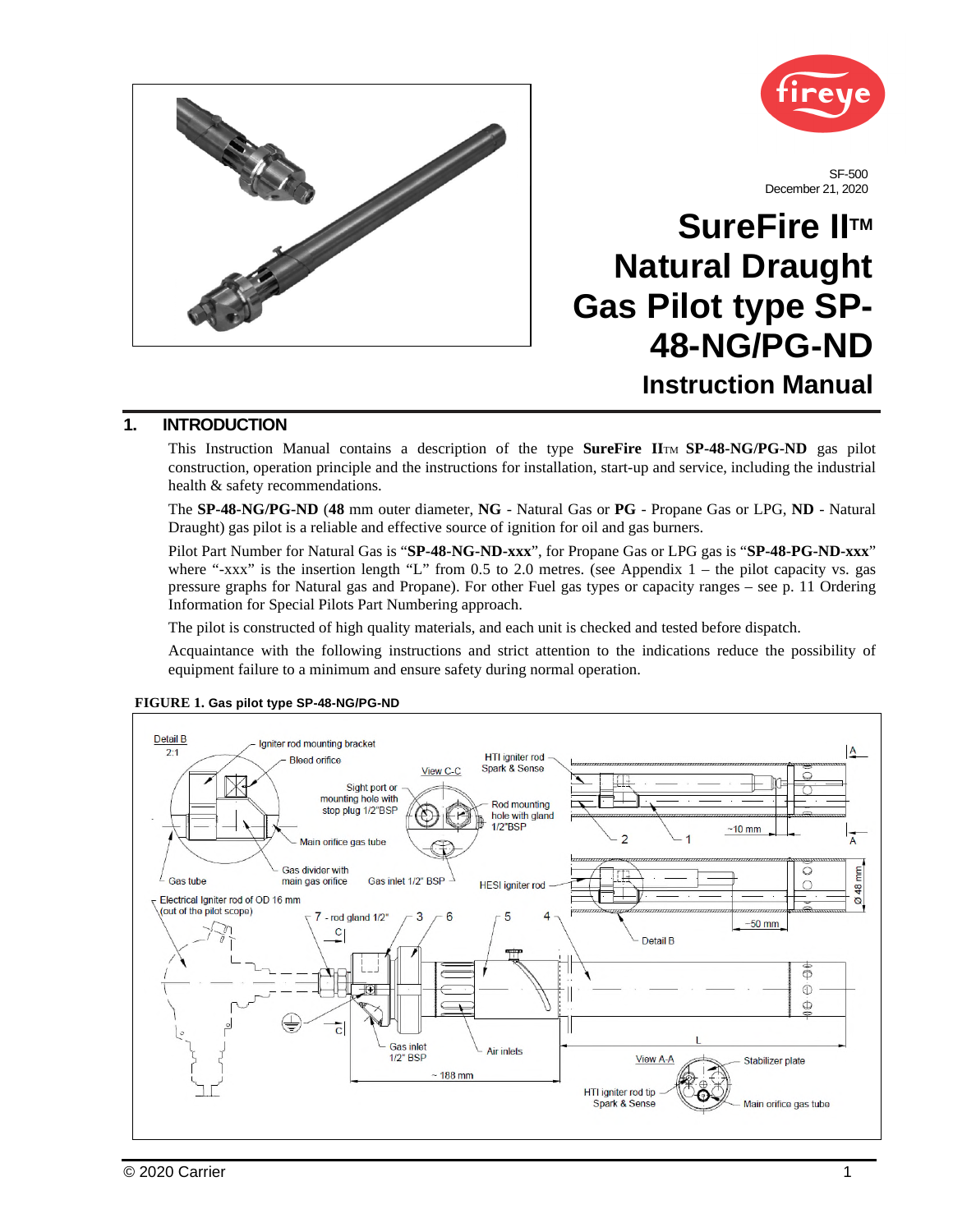SF-500
December 21, 2020

# SureFire II™ Natural Draught Gas Pilot type SP-48-NG/PG-ND

## Instruction Manual

## 1. INTRODUCTION

This Instruction Manual contains a description of the type **SureFire II™ SP-48-NG/PG-ND** gas pilot construction, operation principle and the instructions for installation, start-up and service, including the industrial health & safety recommendations.

The **SP-48-NG/PG-ND** (**48** mm outer diameter, **NG** - Natural Gas or **PG** - Propane Gas or LPG, **ND** - Natural Draught) gas pilot is a reliable and effective source of ignition for oil and gas burners.

Pilot Part Number for Natural Gas is "**SP-48-NG-ND-xxx**", for Propane Gas or LPG gas is "**SP-48-PG-ND-xxx**" where "-xxx" is the insertion length "L" from 0.5 to 2.0 metres. (see Appendix 1 – the pilot capacity vs. gas pressure graphs for Natural gas and Propane). For other Fuel gas types or capacity ranges – see p. 11 Ordering Information for Special Pilots Part Numbering approach.

The pilot is constructed of high quality materials, and each unit is checked and tested before dispatch.

Acquaintance with the following instructions and strict attention to the indications reduce the possibility of equipment failure to a minimum and ensure safety during normal operation.

**FIGURE 1. Gas pilot type SP-48-NG/PG-ND**

Detail B
2:1
Igniter rod mounting bracket
Bleed orifice
View C-C
HTI igniter rod
Spark & Sense
Sight port or mounting hole with stop plug 1/2"BSP
Rod mounting hole with gland 1/2"BSP
Main orifice gas tube
Gas tube
Gas divider with main gas orifice
Gas inlet 1/2" BSP
HESI igniter rod
~10 mm
~50 mm
Ø 48 mm
Detail B
Electrical Igniter rod of OD 16 mm (out of the pilot scope)
7 - rod gland 1/2"
3
6
5
4
2
1
A
A
C
C
Gas inlet 1/2" BSP
Air inlets
~ 188 mm
L
View A-A
Stabilizer plate
HTI igniter rod tip Spark & Sense
Main orifice gas tube

© 2020 Carrier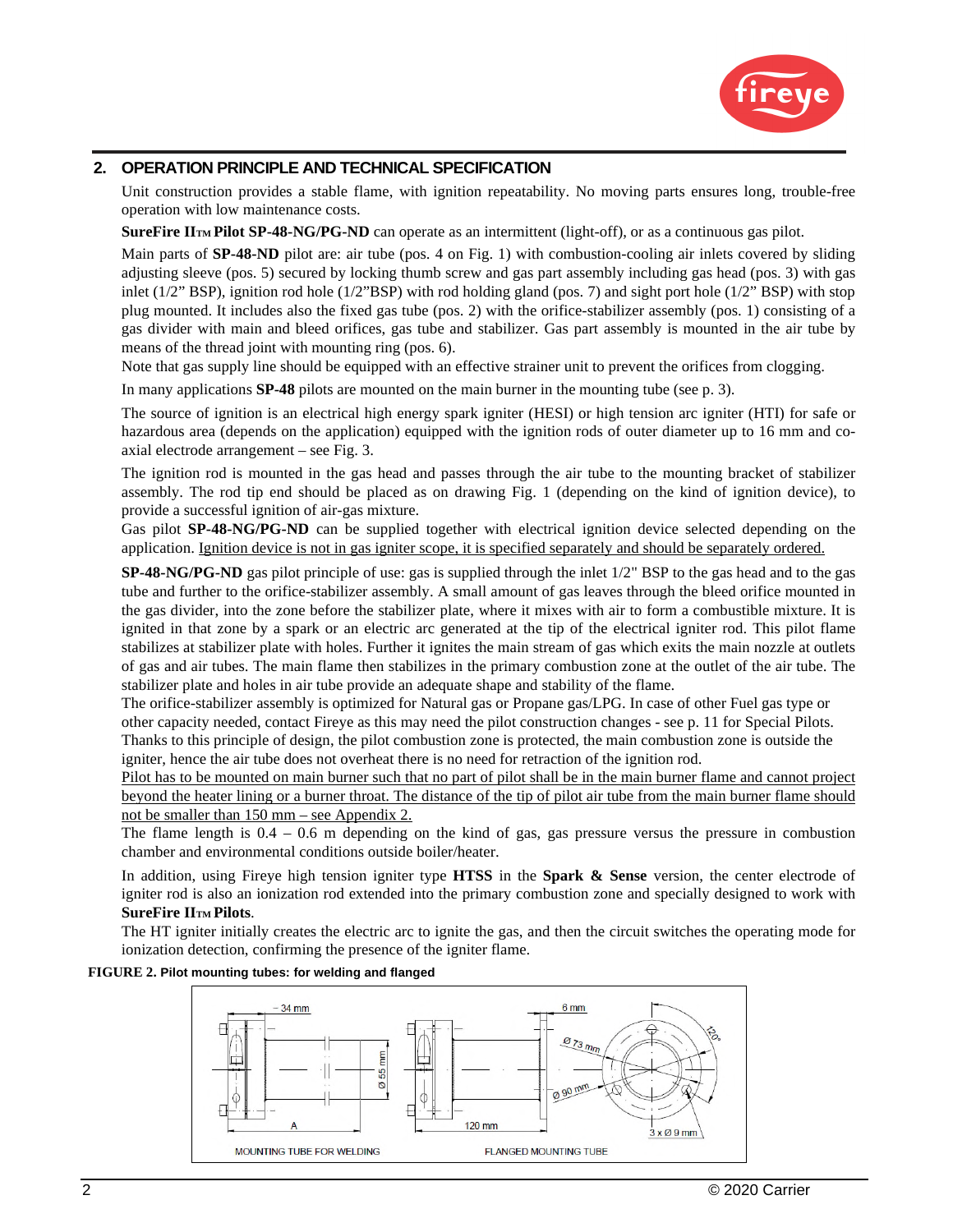## 2. OPERATION PRINCIPLE AND TECHNICAL SPECIFICATION

Unit construction provides a stable flame, with ignition repeatability. No moving parts ensures long, trouble-free operation with low maintenance costs.

**SureFire II™ Pilot SP-48-NG/PG-ND** can operate as an intermittent (light-off), or as a continuous gas pilot.

Main parts of **SP-48-ND** pilot are: air tube (pos. 4 on Fig. 1) with combustion-cooling air inlets covered by sliding adjusting sleeve (pos. 5) secured by locking thumb screw and gas part assembly including gas head (pos. 3) with gas inlet (1/2" BSP), ignition rod hole (1/2"BSP) with rod holding gland (pos. 7) and sight port hole (1/2" BSP) with stop plug mounted. It includes also the fixed gas tube (pos. 2) with the orifice-stabilizer assembly (pos. 1) consisting of a gas divider with main and bleed orifices, gas tube and stabilizer. Gas part assembly is mounted in the air tube by means of the thread joint with mounting ring (pos. 6).

Note that gas supply line should be equipped with an effective strainer unit to prevent the orifices from clogging.

In many applications **SP-48** pilots are mounted on the main burner in the mounting tube (see p. 3).

The source of ignition is an electrical high energy spark igniter (HESI) or high tension arc igniter (HTI) for safe or hazardous area (depends on the application) equipped with the ignition rods of outer diameter up to 16 mm and co-axial electrode arrangement – see Fig. 3.

The ignition rod is mounted in the gas head and passes through the air tube to the mounting bracket of stabilizer assembly. The rod tip end should be placed as on drawing Fig. 1 (depending on the kind of ignition device), to provide a successful ignition of air-gas mixture.

Gas pilot **SP-48-NG/PG-ND** can be supplied together with electrical ignition device selected depending on the application. Ignition device is not in gas igniter scope, it is specified separately and should be separately ordered.

**SP-48-NG/PG-ND** gas pilot principle of use: gas is supplied through the inlet 1/2" BSP to the gas head and to the gas tube and further to the orifice-stabilizer assembly. A small amount of gas leaves through the bleed orifice mounted in the gas divider, into the zone before the stabilizer plate, where it mixes with air to form a combustible mixture. It is ignited in that zone by a spark or an electric arc generated at the tip of the electrical igniter rod. This pilot flame stabilizes at stabilizer plate with holes. Further it ignites the main stream of gas which exits the main nozzle at outlets of gas and air tubes. The main flame then stabilizes in the primary combustion zone at the outlet of the air tube. The stabilizer plate and holes in air tube provide an adequate shape and stability of the flame.

The orifice-stabilizer assembly is optimized for Natural gas or Propane gas/LPG. In case of other Fuel gas type or other capacity needed, contact Fireye as this may need the pilot construction changes - see p. 11 for Special Pilots.

Thanks to this principle of design, the pilot combustion zone is protected, the main combustion zone is outside the igniter, hence the air tube does not overheat there is no need for retraction of the ignition rod.

Pilot has to be mounted on main burner such that no part of pilot shall be in the main burner flame and cannot project beyond the heater lining or a burner throat. The distance of the tip of pilot air tube from the main burner flame should not be smaller than 150 mm – see Appendix 2.

The flame length is 0.4 – 0.6 m depending on the kind of gas, gas pressure versus the pressure in combustion chamber and environmental conditions outside boiler/heater.

In addition, using Fireye high tension igniter type **HTSS** in the **Spark & Sense** version, the center electrode of igniter rod is also an ionization rod extended into the primary combustion zone and specially designed to work with **SureFire II™ Pilots**.

The HT igniter initially creates the electric arc to ignite the gas, and then the circuit switches the operating mode for ionization detection, confirming the presence of the igniter flame.

**FIGURE 2. Pilot mounting tubes: for welding and flanged**

34 mm
Ø 55 mm
A
MOUNTING TUBE FOR WELDING

6 mm
Ø 73 mm
Ø 90 mm
120°
120 mm
3 x Ø 9 mm
FLANGED MOUNTING TUBE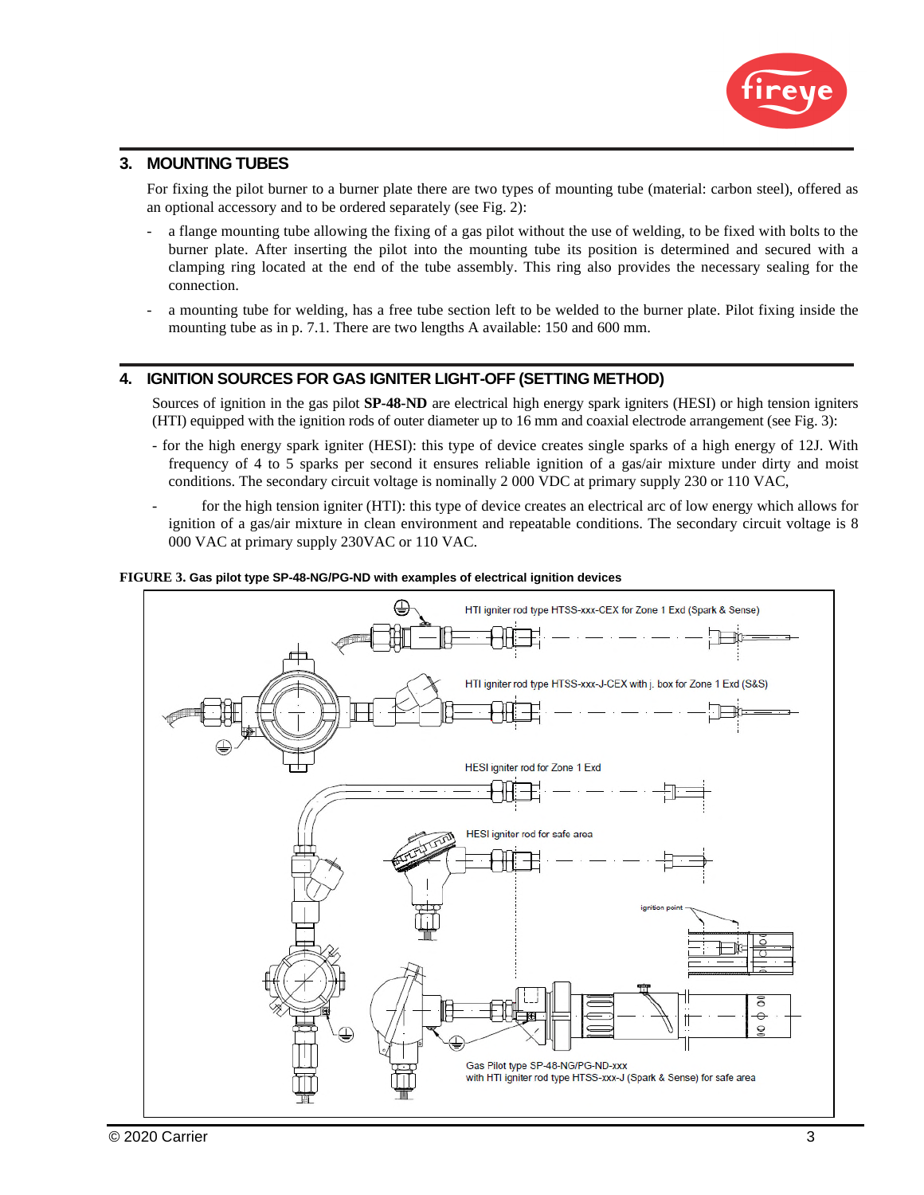## 3. MOUNTING TUBES

For fixing the pilot burner to a burner plate there are two types of mounting tube (material: carbon steel), offered as an optional accessory and to be ordered separately (see Fig. 2):

- a flange mounting tube allowing the fixing of a gas pilot without the use of welding, to be fixed with bolts to the burner plate. After inserting the pilot into the mounting tube its position is determined and secured with a clamping ring located at the end of the tube assembly. This ring also provides the necessary sealing for the connection.
- a mounting tube for welding, has a free tube section left to be welded to the burner plate. Pilot fixing inside the mounting tube as in p. 7.1. There are two lengths A available: 150 and 600 mm.

## 4. IGNITION SOURCES FOR GAS IGNITER LIGHT-OFF (SETTING METHOD)

Sources of ignition in the gas pilot **SP-48-ND** are electrical high energy spark igniters (HESI) or high tension igniters (HTI) equipped with the ignition rods of outer diameter up to 16 mm and coaxial electrode arrangement (see Fig. 3):

- for the high energy spark igniter (HESI): this type of device creates single sparks of a high energy of 12J. With frequency of 4 to 5 sparks per second it ensures reliable ignition of a gas/air mixture under dirty and moist conditions. The secondary circuit voltage is nominally 2 000 VDC at primary supply 230 or 110 VAC,
- for the high tension igniter (HTI): this type of device creates an electrical arc of low energy which allows for ignition of a gas/air mixture in clean environment and repeatable conditions. The secondary circuit voltage is 8 000 VAC at primary supply 230VAC or 110 VAC.

**FIGURE 3. Gas pilot type SP-48-NG/PG-ND with examples of electrical ignition devices**

HTI igniter rod type HTSS-xxx-CEX for Zone 1 Exd (Spark & Sense)

HTI igniter rod type HTSS-xxx-J-CEX with j. box for Zone 1 Exd (S&S)

HESI igniter rod for Zone 1 Exd

HESI igniter rod for safe area

ignition point

Gas Pilot type SP-48-NG/PG-ND-xxx
with HTI igniter rod type HTSS-xxx-J (Spark & Sense) for safe area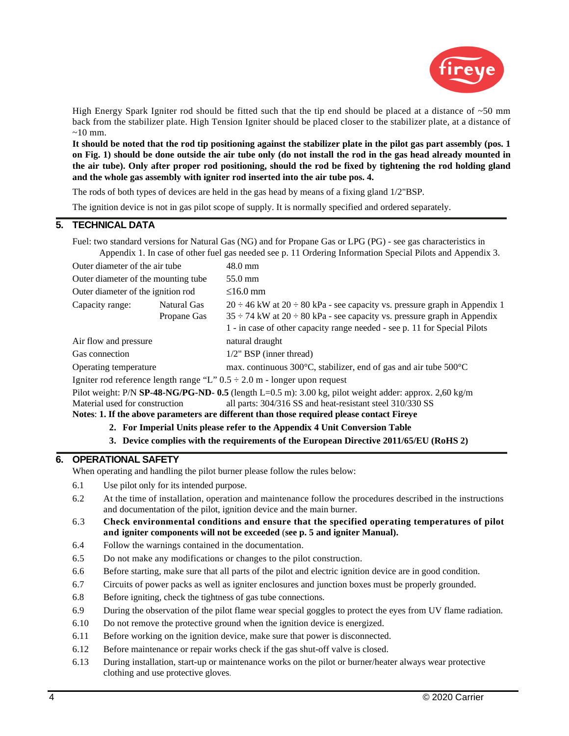High Energy Spark Igniter rod should be fitted such that the tip end should be placed at a distance of ~50 mm back from the stabilizer plate. High Tension Igniter should be placed closer to the stabilizer plate, at a distance of ~10 mm.

**It should be noted that the rod tip positioning against the stabilizer plate in the pilot gas part assembly (pos. 1 on Fig. 1) should be done outside the air tube only (do not install the rod in the gas head already mounted in the air tube). Only after proper rod positioning, should the rod be fixed by tightening the rod holding gland and the whole gas assembly with igniter rod inserted into the air tube pos. 4.**

The rods of both types of devices are held in the gas head by means of a fixing gland 1/2"BSP.

The ignition device is not in gas pilot scope of supply. It is normally specified and ordered separately.

## 5. TECHNICAL DATA

Fuel: two standard versions for Natural Gas (NG) and for Propane Gas or LPG (PG) - see gas characteristics in Appendix 1. In case of other fuel gas needed see p. 11 Ordering Information Special Pilots and Appendix 3.

| | | |
|---|---|---|
| Outer diameter of the air tube | | 48.0 mm |
| Outer diameter of the mounting tube | | 55.0 mm |
| Outer diameter of the ignition rod | | ≤16.0 mm |
| Capacity range: | Natural Gas | 20 ÷ 46 kW at 20 ÷ 80 kPa - see capacity vs. pressure graph in Appendix 1 |
| | Propane Gas | 35 ÷ 74 kW at 20 ÷ 80 kPa - see capacity vs. pressure graph in Appendix 1 - in case of other capacity range needed - see p. 11 for Special Pilots |
| Air flow and pressure | | natural draught |
| Gas connection | | 1/2" BSP (inner thread) |
| Operating temperature | | max. continuous 300°C, stabilizer, end of gas and air tube 500°C |

Igniter rod reference length range "L" 0.5 ÷ 2.0 m - longer upon request

Pilot weight: P/N **SP-48-NG/PG-ND- 0.5** (length L=0.5 m): 3.00 kg, pilot weight adder: approx. 2,60 kg/m

Material used for construction all parts: 304/316 SS and heat-resistant steel 310/330 SS

**Notes**: **1. If the above parameters are different than those required please contact Fireye**

**2. For Imperial Units please refer to the Appendix 4 Unit Conversion Table**

**3. Device complies with the requirements of the European Directive 2011/65/EU (RoHS 2)**

## 6. OPERATIONAL SAFETY

When operating and handling the pilot burner please follow the rules below:

6.1 Use pilot only for its intended purpose.

6.2 At the time of installation, operation and maintenance follow the procedures described in the instructions and documentation of the pilot, ignition device and the main burner.

6.3 **Check environmental conditions and ensure that the specified operating temperatures of pilot and igniter components will not be exceeded (see p. 5 and igniter Manual).**

6.4 Follow the warnings contained in the documentation.

6.5 Do not make any modifications or changes to the pilot construction.

6.6 Before starting, make sure that all parts of the pilot and electric ignition device are in good condition.

6.7 Circuits of power packs as well as igniter enclosures and junction boxes must be properly grounded.

6.8 Before igniting, check the tightness of gas tube connections.

6.9 During the observation of the pilot flame wear special goggles to protect the eyes from UV flame radiation.

6.10 Do not remove the protective ground when the ignition device is energized.

6.11 Before working on the ignition device, make sure that power is disconnected.

6.12 Before maintenance or repair works check if the gas shut-off valve is closed.

6.13 During installation, start-up or maintenance works on the pilot or burner/heater always wear protective clothing and use protective gloves.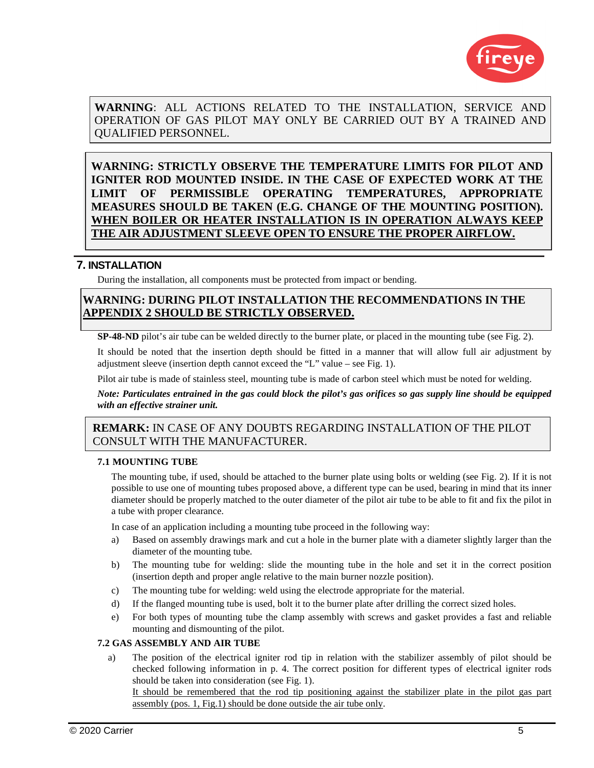**WARNING**: ALL ACTIONS RELATED TO THE INSTALLATION, SERVICE AND OPERATION OF GAS PILOT MAY ONLY BE CARRIED OUT BY A TRAINED AND QUALIFIED PERSONNEL.

**WARNING: STRICTLY OBSERVE THE TEMPERATURE LIMITS FOR PILOT AND IGNITER ROD MOUNTED INSIDE. IN THE CASE OF EXPECTED WORK AT THE LIMIT OF PERMISSIBLE OPERATING TEMPERATURES, APPROPRIATE MEASURES SHOULD BE TAKEN (E.G. CHANGE OF THE MOUNTING POSITION). <u>WHEN BOILER OR HEATER INSTALLATION IS IN OPERATION ALWAYS KEEP THE AIR ADJUSTMENT SLEEVE OPEN TO ENSURE THE PROPER AIRFLOW.</u>**

## 7. INSTALLATION

During the installation, all components must be protected from impact or bending.

**WARNING: DURING PILOT INSTALLATION THE RECOMMENDATIONS IN THE <u>APPENDIX 2 SHOULD BE STRICTLY OBSERVED.</u>**

**SP-48-ND** pilot's air tube can be welded directly to the burner plate, or placed in the mounting tube (see Fig. 2).

It should be noted that the insertion depth should be fitted in a manner that will allow full air adjustment by adjustment sleeve (insertion depth cannot exceed the "L" value – see Fig. 1).

Pilot air tube is made of stainless steel, mounting tube is made of carbon steel which must be noted for welding.

***Note: Particulates entrained in the gas could block the pilot's gas orifices so gas supply line should be equipped with an effective strainer unit.***

**REMARK:** IN CASE OF ANY DOUBTS REGARDING INSTALLATION OF THE PILOT CONSULT WITH THE MANUFACTURER.

### 7.1 MOUNTING TUBE

The mounting tube, if used, should be attached to the burner plate using bolts or welding (see Fig. 2). If it is not possible to use one of mounting tubes proposed above, a different type can be used, bearing in mind that its inner diameter should be properly matched to the outer diameter of the pilot air tube to be able to fit and fix the pilot in a tube with proper clearance.

In case of an application including a mounting tube proceed in the following way:

a) Based on assembly drawings mark and cut a hole in the burner plate with a diameter slightly larger than the diameter of the mounting tube.
b) The mounting tube for welding: slide the mounting tube in the hole and set it in the correct position (insertion depth and proper angle relative to the main burner nozzle position).
c) The mounting tube for welding: weld using the electrode appropriate for the material.
d) If the flanged mounting tube is used, bolt it to the burner plate after drilling the correct sized holes.
e) For both types of mounting tube the clamp assembly with screws and gasket provides a fast and reliable mounting and dismounting of the pilot.

### 7.2 GAS ASSEMBLY AND AIR TUBE

a) The position of the electrical igniter rod tip in relation with the stabilizer assembly of pilot should be checked following information in p. 4. The correct position for different types of electrical igniter rods should be taken into consideration (see Fig. 1).
<u>It should be remembered that the rod tip positioning against the stabilizer plate in the pilot gas part assembly (pos. 1, Fig.1) should be done outside the air tube only</u>.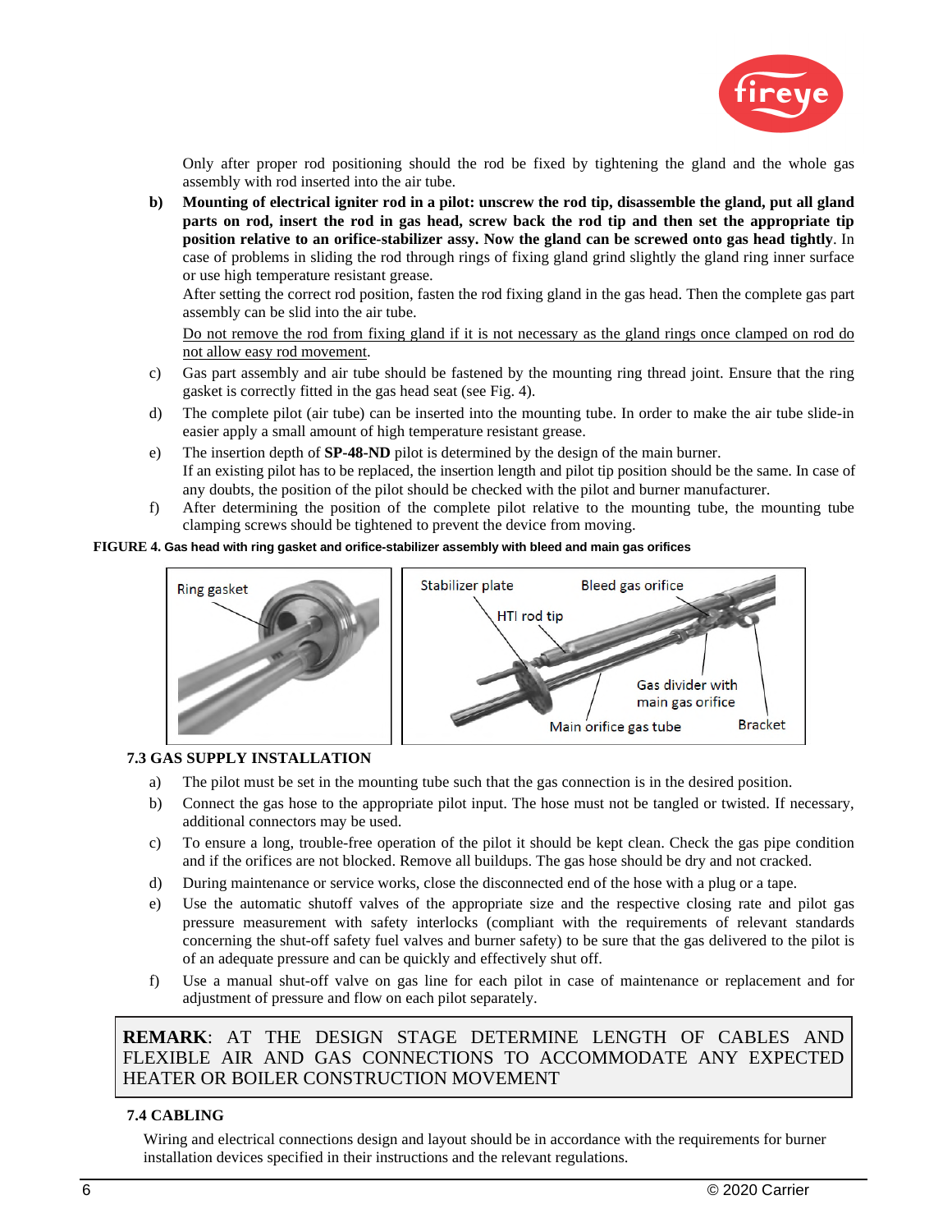Only after proper rod positioning should the rod be fixed by tightening the gland and the whole gas assembly with rod inserted into the air tube.

b) **Mounting of electrical igniter rod in a pilot: unscrew the rod tip, disassemble the gland, put all gland parts on rod, insert the rod in gas head, screw back the rod tip and then set the appropriate tip position relative to an orifice-stabilizer assy. Now the gland can be screwed onto gas head tightly**. In case of problems in sliding the rod through rings of fixing gland grind slightly the gland ring inner surface or use high temperature resistant grease.

   After setting the correct rod position, fasten the rod fixing gland in the gas head. Then the complete gas part assembly can be slid into the air tube.

   <u>Do not remove the rod from fixing gland if it is not necessary as the gland rings once clamped on rod do not allow easy rod movement</u>.

c) Gas part assembly and air tube should be fastened by the mounting ring thread joint. Ensure that the ring gasket is correctly fitted in the gas head seat (see Fig. 4).

d) The complete pilot (air tube) can be inserted into the mounting tube. In order to make the air tube slide-in easier apply a small amount of high temperature resistant grease.

e) The insertion depth of **SP-48-ND** pilot is determined by the design of the main burner.
   If an existing pilot has to be replaced, the insertion length and pilot tip position should be the same. In case of any doubts, the position of the pilot should be checked with the pilot and burner manufacturer.

f) After determining the position of the complete pilot relative to the mounting tube, the mounting tube clamping screws should be tightened to prevent the device from moving.

**FIGURE 4. Gas head with ring gasket and orifice-stabilizer assembly with bleed and main gas orifices**

Ring gasket

Stabilizer plate
Bleed gas orifice
HTI rod tip
Gas divider with main gas orifice
Main orifice gas tube
Bracket

### 7.3 GAS SUPPLY INSTALLATION

a) The pilot must be set in the mounting tube such that the gas connection is in the desired position.

b) Connect the gas hose to the appropriate pilot input. The hose must not be tangled or twisted. If necessary, additional connectors may be used.

c) To ensure a long, trouble-free operation of the pilot it should be kept clean. Check the gas pipe condition and if the orifices are not blocked. Remove all buildups. The gas hose should be dry and not cracked.

d) During maintenance or service works, close the disconnected end of the hose with a plug or a tape.

e) Use the automatic shutoff valves of the appropriate size and the respective closing rate and pilot gas pressure measurement with safety interlocks (compliant with the requirements of relevant standards concerning the shut-off safety fuel valves and burner safety) to be sure that the gas delivered to the pilot is of an adequate pressure and can be quickly and effectively shut off.

f) Use a manual shut-off valve on gas line for each pilot in case of maintenance or replacement and for adjustment of pressure and flow on each pilot separately.

**REMARK**: AT THE DESIGN STAGE DETERMINE LENGTH OF CABLES AND FLEXIBLE AIR AND GAS CONNECTIONS TO ACCOMMODATE ANY EXPECTED HEATER OR BOILER CONSTRUCTION MOVEMENT

### 7.4 CABLING

Wiring and electrical connections design and layout should be in accordance with the requirements for burner installation devices specified in their instructions and the relevant regulations.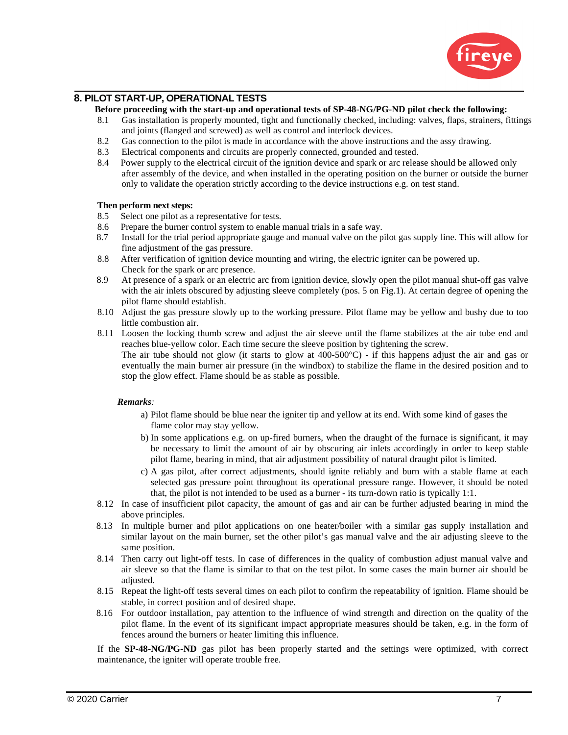## 8. PILOT START-UP, OPERATIONAL TESTS

**Before proceeding with the start-up and operational tests of SP-48-NG/PG-ND pilot check the following:**

8.1 Gas installation is properly mounted, tight and functionally checked, including: valves, flaps, strainers, fittings and joints (flanged and screwed) as well as control and interlock devices.

8.2 Gas connection to the pilot is made in accordance with the above instructions and the assy drawing.

8.3 Electrical components and circuits are properly connected, grounded and tested.

8.4 Power supply to the electrical circuit of the ignition device and spark or arc release should be allowed only after assembly of the device, and when installed in the operating position on the burner or outside the burner only to validate the operation strictly according to the device instructions e.g. on test stand.

**Then perform next steps:**

8.5 Select one pilot as a representative for tests.

8.6 Prepare the burner control system to enable manual trials in a safe way.

8.7 Install for the trial period appropriate gauge and manual valve on the pilot gas supply line. This will allow for fine adjustment of the gas pressure.

8.8 After verification of ignition device mounting and wiring, the electric igniter can be powered up. Check for the spark or arc presence.

8.9 At presence of a spark or an electric arc from ignition device, slowly open the pilot manual shut-off gas valve with the air inlets obscured by adjusting sleeve completely (pos. 5 on Fig.1). At certain degree of opening the pilot flame should establish.

8.10 Adjust the gas pressure slowly up to the working pressure. Pilot flame may be yellow and bushy due to too little combustion air.

8.11 Loosen the locking thumb screw and adjust the air sleeve until the flame stabilizes at the air tube end and reaches blue-yellow color. Each time secure the sleeve position by tightening the screw.
The air tube should not glow (it starts to glow at 400-500°C) - if this happens adjust the air and gas or eventually the main burner air pressure (in the windbox) to stabilize the flame in the desired position and to stop the glow effect. Flame should be as stable as possible.

***Remarks:***

a) Pilot flame should be blue near the igniter tip and yellow at its end. With some kind of gases the flame color may stay yellow.

b) In some applications e.g. on up-fired burners, when the draught of the furnace is significant, it may be necessary to limit the amount of air by obscuring air inlets accordingly in order to keep stable pilot flame, bearing in mind, that air adjustment possibility of natural draught pilot is limited.

c) A gas pilot, after correct adjustments, should ignite reliably and burn with a stable flame at each selected gas pressure point throughout its operational pressure range. However, it should be noted that, the pilot is not intended to be used as a burner - its turn-down ratio is typically 1:1.

8.12 In case of insufficient pilot capacity, the amount of gas and air can be further adjusted bearing in mind the above principles.

8.13 In multiple burner and pilot applications on one heater/boiler with a similar gas supply installation and similar layout on the main burner, set the other pilot's gas manual valve and the air adjusting sleeve to the same position.

8.14 Then carry out light-off tests. In case of differences in the quality of combustion adjust manual valve and air sleeve so that the flame is similar to that on the test pilot. In some cases the main burner air should be adjusted.

8.15 Repeat the light-off tests several times on each pilot to confirm the repeatability of ignition. Flame should be stable, in correct position and of desired shape.

8.16 For outdoor installation, pay attention to the influence of wind strength and direction on the quality of the pilot flame. In the event of its significant impact appropriate measures should be taken, e.g. in the form of fences around the burners or heater limiting this influence.

If the **SP-48-NG/PG-ND** gas pilot has been properly started and the settings were optimized, with correct maintenance, the igniter will operate trouble free.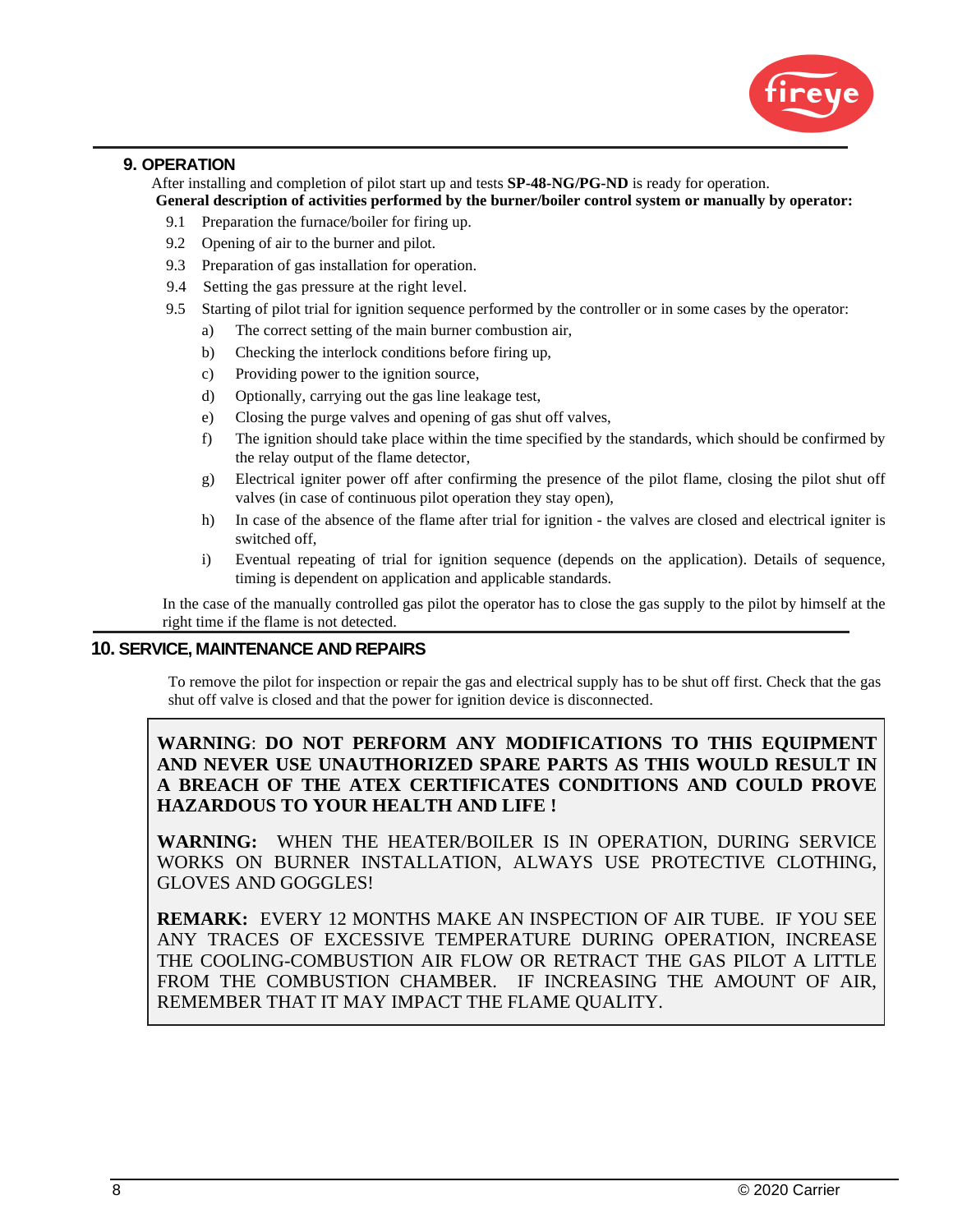## 9. OPERATION

After installing and completion of pilot start up and tests **SP-48-NG/PG-ND** is ready for operation.

**General description of activities performed by the burner/boiler control system or manually by operator:**

9.1 Preparation the furnace/boiler for firing up.

9.2 Opening of air to the burner and pilot.

9.3 Preparation of gas installation for operation.

9.4 Setting the gas pressure at the right level.

9.5 Starting of pilot trial for ignition sequence performed by the controller or in some cases by the operator:

a) The correct setting of the main burner combustion air,

b) Checking the interlock conditions before firing up,

c) Providing power to the ignition source,

d) Optionally, carrying out the gas line leakage test,

e) Closing the purge valves and opening of gas shut off valves,

f) The ignition should take place within the time specified by the standards, which should be confirmed by the relay output of the flame detector,

g) Electrical igniter power off after confirming the presence of the pilot flame, closing the pilot shut off valves (in case of continuous pilot operation they stay open),

h) In case of the absence of the flame after trial for ignition - the valves are closed and electrical igniter is switched off,

i) Eventual repeating of trial for ignition sequence (depends on the application). Details of sequence, timing is dependent on application and applicable standards.

In the case of the manually controlled gas pilot the operator has to close the gas supply to the pilot by himself at the right time if the flame is not detected.

## 10. SERVICE, MAINTENANCE AND REPAIRS

To remove the pilot for inspection or repair the gas and electrical supply has to be shut off first. Check that the gas shut off valve is closed and that the power for ignition device is disconnected.

**WARNING**: **DO NOT PERFORM ANY MODIFICATIONS TO THIS EQUIPMENT AND NEVER USE UNAUTHORIZED SPARE PARTS AS THIS WOULD RESULT IN A BREACH OF THE ATEX CERTIFICATES CONDITIONS AND COULD PROVE HAZARDOUS TO YOUR HEALTH AND LIFE !**

**WARNING:** WHEN THE HEATER/BOILER IS IN OPERATION, DURING SERVICE WORKS ON BURNER INSTALLATION, ALWAYS USE PROTECTIVE CLOTHING, GLOVES AND GOGGLES!

**REMARK:** EVERY 12 MONTHS MAKE AN INSPECTION OF AIR TUBE. IF YOU SEE ANY TRACES OF EXCESSIVE TEMPERATURE DURING OPERATION, INCREASE THE COOLING-COMBUSTION AIR FLOW OR RETRACT THE GAS PILOT A LITTLE FROM THE COMBUSTION CHAMBER. IF INCREASING THE AMOUNT OF AIR, REMEMBER THAT IT MAY IMPACT THE FLAME QUALITY.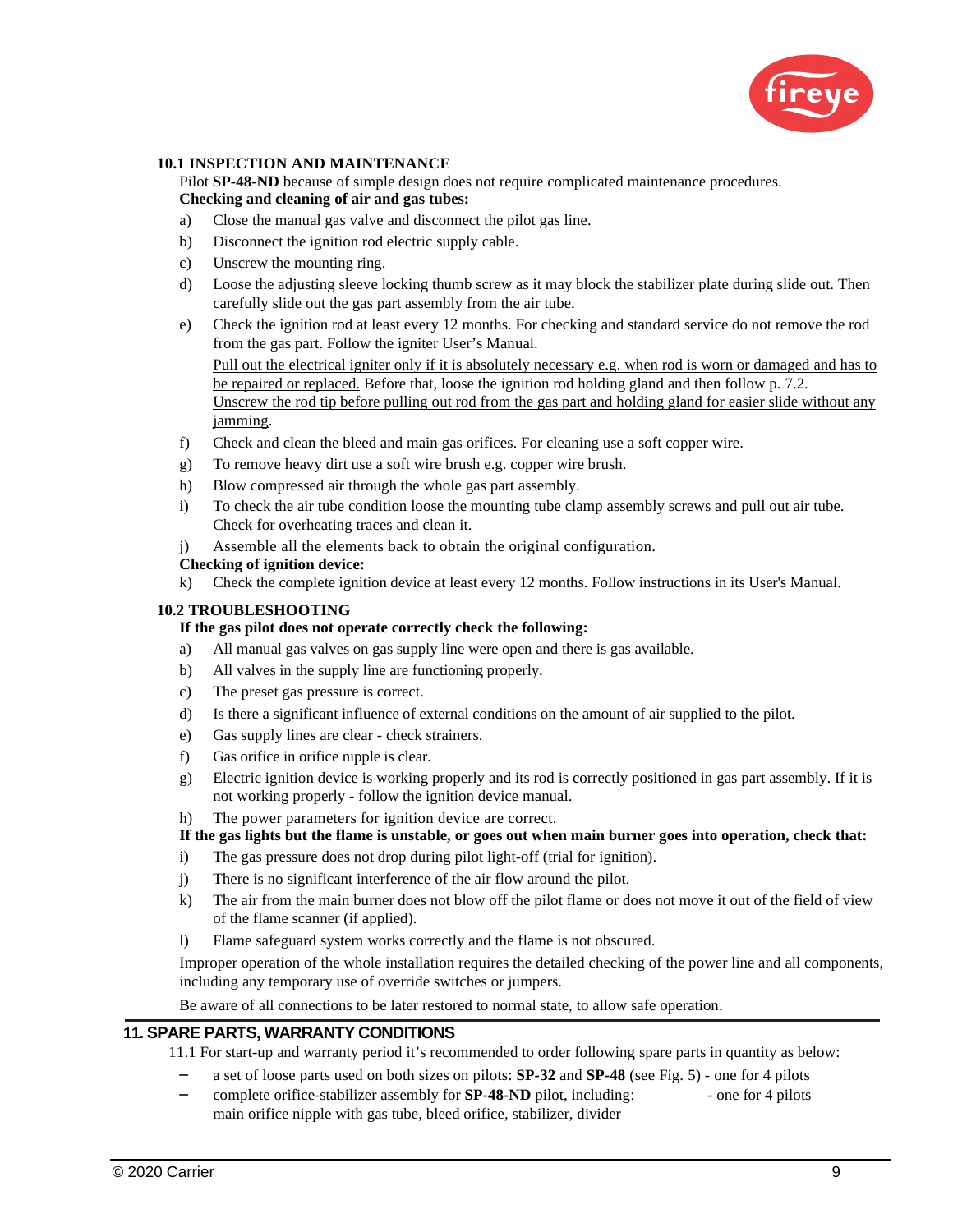## 10.1 INSPECTION AND MAINTENANCE

Pilot **SP-48-ND** because of simple design does not require complicated maintenance procedures.

**Checking and cleaning of air and gas tubes:**

a) Close the manual gas valve and disconnect the pilot gas line.

b) Disconnect the ignition rod electric supply cable.

c) Unscrew the mounting ring.

d) Loose the adjusting sleeve locking thumb screw as it may block the stabilizer plate during slide out. Then carefully slide out the gas part assembly from the air tube.

e) Check the ignition rod at least every 12 months. For checking and standard service do not remove the rod from the gas part. Follow the igniter User's Manual.
Pull out the electrical igniter only if it is absolutely necessary e.g. when rod is worn or damaged and has to be repaired or replaced. Before that, loose the ignition rod holding gland and then follow p. 7.2.
Unscrew the rod tip before pulling out rod from the gas part and holding gland for easier slide without any jamming.

f) Check and clean the bleed and main gas orifices. For cleaning use a soft copper wire.

g) To remove heavy dirt use a soft wire brush e.g. copper wire brush.

h) Blow compressed air through the whole gas part assembly.

i) To check the air tube condition loose the mounting tube clamp assembly screws and pull out air tube. Check for overheating traces and clean it.

j) Assemble all the elements back to obtain the original configuration.

**Checking of ignition device:**

k) Check the complete ignition device at least every 12 months. Follow instructions in its User's Manual.

## 10.2 TROUBLESHOOTING

**If the gas pilot does not operate correctly check the following:**

a) All manual gas valves on gas supply line were open and there is gas available.

b) All valves in the supply line are functioning properly.

c) The preset gas pressure is correct.

d) Is there a significant influence of external conditions on the amount of air supplied to the pilot.

e) Gas supply lines are clear - check strainers.

f) Gas orifice in orifice nipple is clear.

g) Electric ignition device is working properly and its rod is correctly positioned in gas part assembly. If it is not working properly - follow the ignition device manual.

h) The power parameters for ignition device are correct.

**If the gas lights but the flame is unstable, or goes out when main burner goes into operation, check that:**

i) The gas pressure does not drop during pilot light-off (trial for ignition).

j) There is no significant interference of the air flow around the pilot.

k) The air from the main burner does not blow off the pilot flame or does not move it out of the field of view of the flame scanner (if applied).

l) Flame safeguard system works correctly and the flame is not obscured.

Improper operation of the whole installation requires the detailed checking of the power line and all components, including any temporary use of override switches or jumpers.

Be aware of all connections to be later restored to normal state, to allow safe operation.

# 11. SPARE PARTS, WARRANTY CONDITIONS

11.1 For start-up and warranty period it's recommended to order following spare parts in quantity as below:

- a set of loose parts used on both sizes on pilots: **SP-32** and **SP-48** (see Fig. 5) - one for 4 pilots
- complete orifice-stabilizer assembly for **SP-48-ND** pilot, including: - one for 4 pilots
  main orifice nipple with gas tube, bleed orifice, stabilizer, divider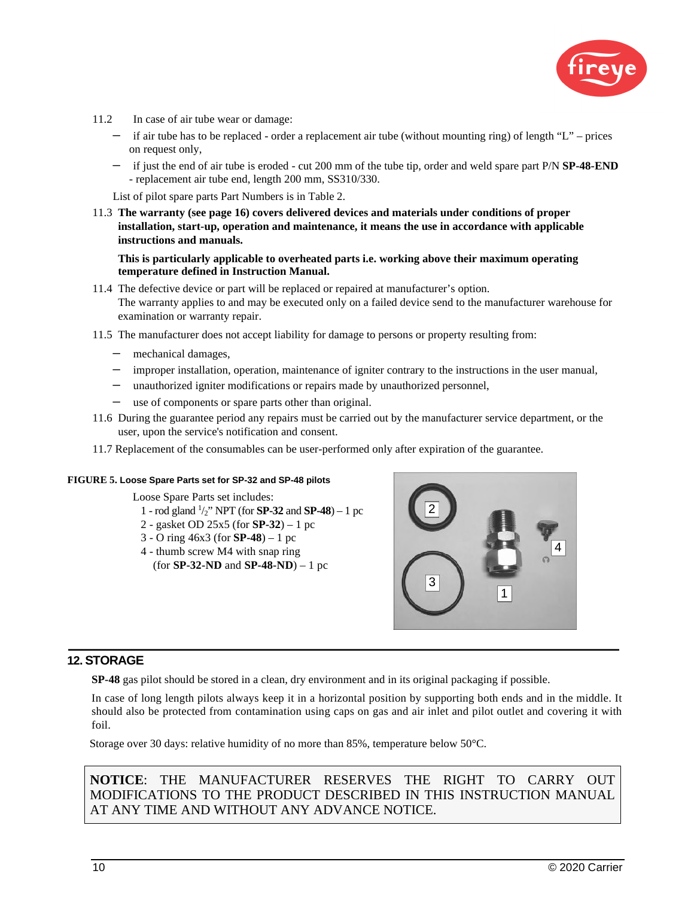11.2 In case of air tube wear or damage:

- if air tube has to be replaced - order a replacement air tube (without mounting ring) of length "L" – prices on request only,
- if just the end of air tube is eroded - cut 200 mm of the tube tip, order and weld spare part P/N **SP-48-END** - replacement air tube end, length 200 mm, SS310/330.

List of pilot spare parts Part Numbers is in Table 2.

11.3 **The warranty (see page 16) covers delivered devices and materials under conditions of proper installation, start-up, operation and maintenance, it means the use in accordance with applicable instructions and manuals.**

**This is particularly applicable to overheated parts i.e. working above their maximum operating temperature defined in Instruction Manual.**

11.4 The defective device or part will be replaced or repaired at manufacturer's option.
The warranty applies to and may be executed only on a failed device send to the manufacturer warehouse for examination or warranty repair.

11.5 The manufacturer does not accept liability for damage to persons or property resulting from:

- mechanical damages,
- improper installation, operation, maintenance of igniter contrary to the instructions in the user manual,
- unauthorized igniter modifications or repairs made by unauthorized personnel,
- use of components or spare parts other than original.

11.6 During the guarantee period any repairs must be carried out by the manufacturer service department, or the user, upon the service's notification and consent.

11.7 Replacement of the consumables can be user-performed only after expiration of the guarantee.

**FIGURE 5. Loose Spare Parts set for SP-32 and SP-48 pilots**

Loose Spare Parts set includes:

1 - rod gland $^1/_2$" NPT (for **SP-32** and **SP-48**) – 1 pc
2 - gasket OD 25x5 (for **SP-32**) – 1 pc
3 - O ring 46x3 (for **SP-48**) – 1 pc
4 - thumb screw M4 with snap ring
(for **SP-32-ND** and **SP-48-ND**) – 1 pc

## 12. STORAGE

**SP-48** gas pilot should be stored in a clean, dry environment and in its original packaging if possible.

In case of long length pilots always keep it in a horizontal position by supporting both ends and in the middle. It should also be protected from contamination using caps on gas and air inlet and pilot outlet and covering it with foil.

Storage over 30 days: relative humidity of no more than 85%, temperature below 50°C.

**NOTICE**: THE MANUFACTURER RESERVES THE RIGHT TO CARRY OUT MODIFICATIONS TO THE PRODUCT DESCRIBED IN THIS INSTRUCTION MANUAL AT ANY TIME AND WITHOUT ANY ADVANCE NOTICE.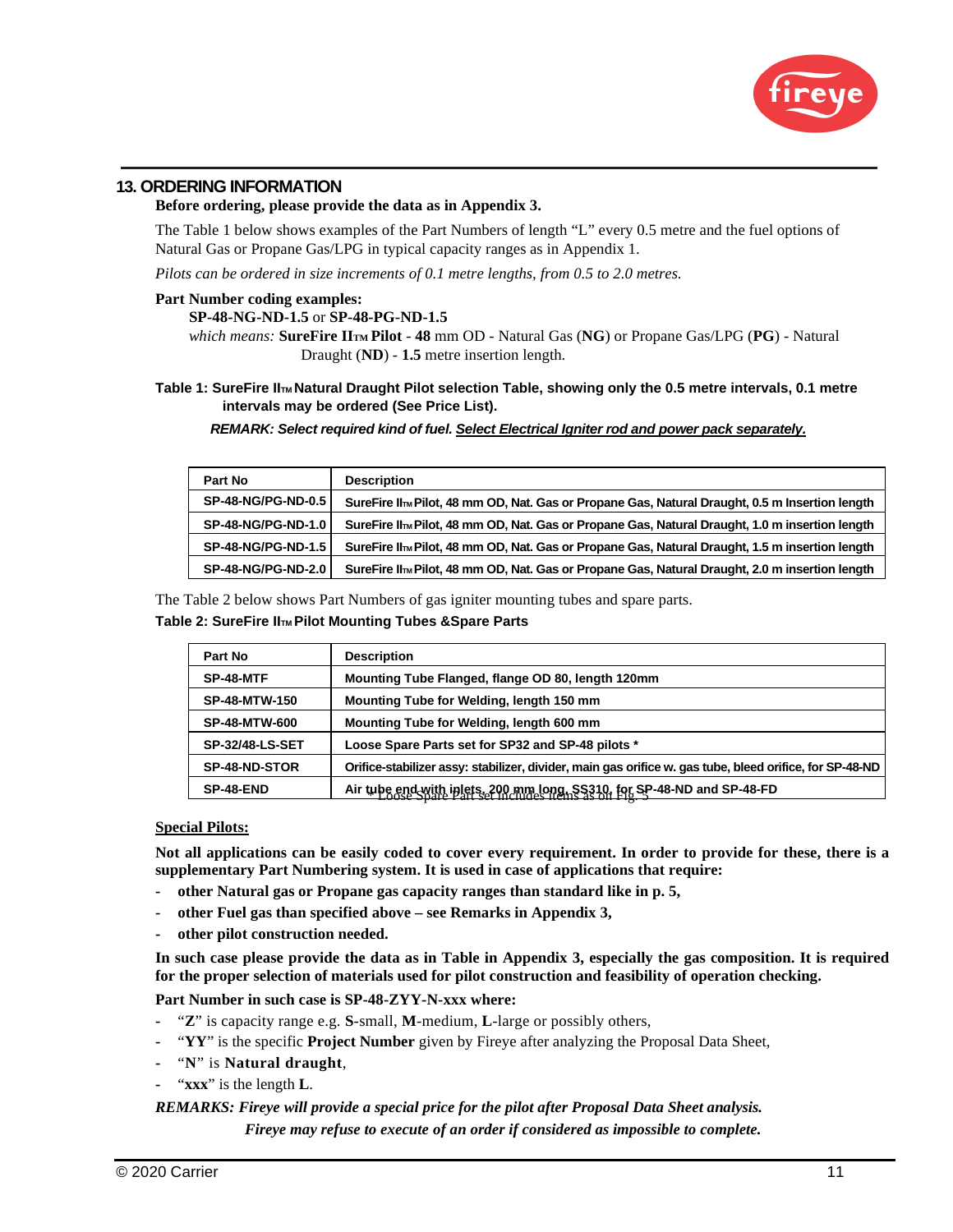## 13. ORDERING INFORMATION

**Before ordering, please provide the data as in Appendix 3.**

The Table 1 below shows examples of the Part Numbers of length "L" every 0.5 metre and the fuel options of Natural Gas or Propane Gas/LPG in typical capacity ranges as in Appendix 1.

*Pilots can be ordered in size increments of 0.1 metre lengths, from 0.5 to 2.0 metres.*

**Part Number coding examples:**

**SP-48-NG-ND-1.5** or **SP-48-PG-ND-1.5**

*which means:* **SureFire II™ Pilot** - **48** mm OD - Natural Gas (**NG**) or Propane Gas/LPG (**PG**) - Natural Draught (**ND**) - **1.5** metre insertion length.

**Table 1: SureFire II™ Natural Draught Pilot selection Table, showing only the 0.5 metre intervals, 0.1 metre intervals may be ordered (See Price List).**

***REMARK: Select required kind of fuel. Select Electrical Igniter rod and power pack separately.***

| Part No | Description |
|---|---|
| SP-48-NG/PG-ND-0.5 | SureFire II™ Pilot, 48 mm OD, Nat. Gas or Propane Gas, Natural Draught, 0.5 m Insertion length |
| SP-48-NG/PG-ND-1.0 | SureFire II™ Pilot, 48 mm OD, Nat. Gas or Propane Gas, Natural Draught, 1.0 m insertion length |
| SP-48-NG/PG-ND-1.5 | SureFire II™ Pilot, 48 mm OD, Nat. Gas or Propane Gas, Natural Draught, 1.5 m insertion length |
| SP-48-NG/PG-ND-2.0 | SureFire II™ Pilot, 48 mm OD, Nat. Gas or Propane Gas, Natural Draught, 2.0 m insertion length |

The Table 2 below shows Part Numbers of gas igniter mounting tubes and spare parts.

**Table 2: SureFire II™ Pilot Mounting Tubes &Spare Parts**

| Part No | Description |
|---|---|
| SP-48-MTF | Mounting Tube Flanged, flange OD 80, length 120mm |
| SP-48-MTW-150 | Mounting Tube for Welding, length 150 mm |
| SP-48-MTW-600 | Mounting Tube for Welding, length 600 mm |
| SP-32/48-LS-SET | Loose Spare Parts set for SP32 and SP-48 pilots * |
| SP-48-ND-STOR | Orifice-stabilizer assy: stabilizer, divider, main gas orifice w. gas tube, bleed orifice, for SP-48-ND |
| SP-48-END | Air tube end with inlets, 200 mm long, SS310, for SP-48-ND and SP-48-FD |

\* Loose Spare Part set includes items as on Fig. 5

**Special Pilots:**

**Not all applications can be easily coded to cover every requirement. In order to provide for these, there is a supplementary Part Numbering system. It is used in case of applications that require:**

- **other Natural gas or Propane gas capacity ranges than standard like in p. 5,**
- **other Fuel gas than specified above – see Remarks in Appendix 3,**
- **other pilot construction needed.**

**In such case please provide the data as in Table in Appendix 3, especially the gas composition. It is required for the proper selection of materials used for pilot construction and feasibility of operation checking.**

**Part Number in such case is SP-48-ZYY-N-xxx where:**

- "**Z**" is capacity range e.g. **S**-small, **M**-medium, **L**-large or possibly others,
- "**YY**" is the specific **Project Number** given by Fireye after analyzing the Proposal Data Sheet,
- "**N**" is **Natural draught**,
- "**xxx**" is the length **L**.

***REMARKS: Fireye will provide a special price for the pilot after Proposal Data Sheet analysis.***
***Fireye may refuse to execute of an order if considered as impossible to complete.***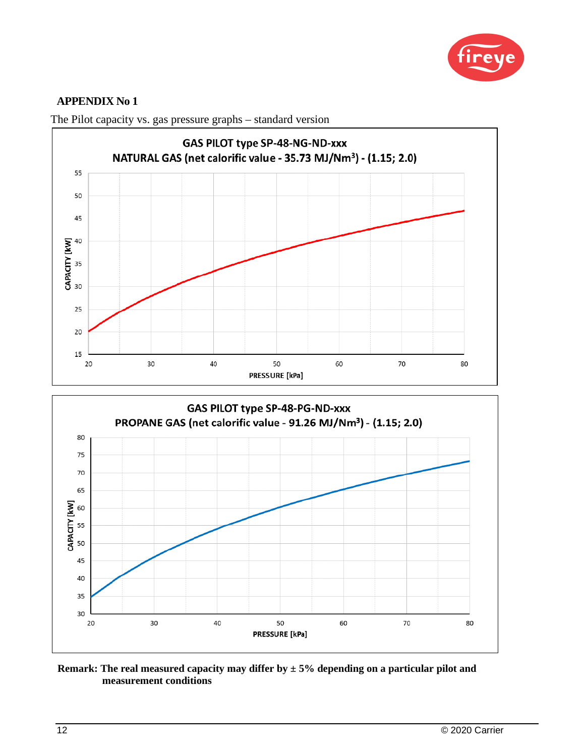**APPENDIX No 1**

The Pilot capacity vs. gas pressure graphs – standard version

GAS PILOT type SP-48-NG-ND-xxx

NATURAL GAS (net calorific value - 35.73 MJ/Nm³) - (1.15; 2.0)

CAPACITY [kW]

55
50
45
40
35
30
25
20
15

20 30 40 50 60 70 80

PRESSURE [kPa]

GAS PILOT type SP-48-PG-ND-xxx

PROPANE GAS (net calorific value - 91.26 MJ/Nm³) - (1.15; 2.0)

CAPACITY [kW]

80
75
70
65
60
55
50
45
40
35
30

20 30 40 50 60 70 80

PRESSURE [kPa]

**Remark: The real measured capacity may differ by ± 5% depending on a particular pilot and measurement conditions**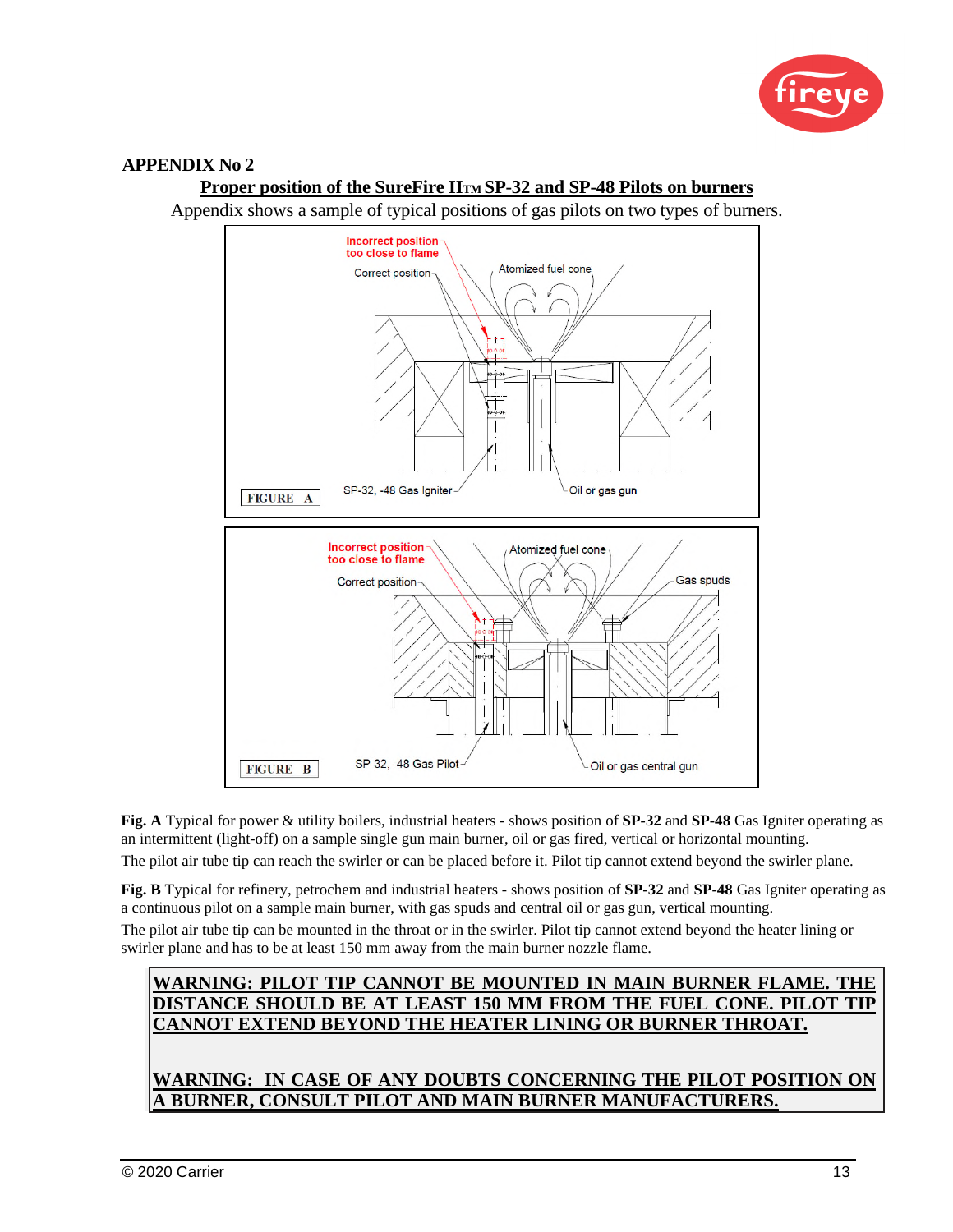## APPENDIX No 2

**Proper position of the SureFire II™ SP-32 and SP-48 Pilots on burners**

Appendix shows a sample of typical positions of gas pilots on two types of burners.

Incorrect position too close to flame
Correct position
Atomized fuel cone
SP-32, -48 Gas Igniter
Oil or gas gun
FIGURE A

Incorrect position too close to flame
Correct position
Atomized fuel cone
Gas spuds
SP-32, -48 Gas Pilot
Oil or gas central gun
FIGURE B

**Fig. A** Typical for power & utility boilers, industrial heaters - shows position of **SP-32** and **SP-48** Gas Igniter operating as an intermittent (light-off) on a sample single gun main burner, oil or gas fired, vertical or horizontal mounting.

The pilot air tube tip can reach the swirler or can be placed before it. Pilot tip cannot extend beyond the swirler plane.

**Fig. B** Typical for refinery, petrochem and industrial heaters - shows position of **SP-32** and **SP-48** Gas Igniter operating as a continuous pilot on a sample main burner, with gas spuds and central oil or gas gun, vertical mounting.

The pilot air tube tip can be mounted in the throat or in the swirler. Pilot tip cannot extend beyond the heater lining or swirler plane and has to be at least 150 mm away from the main burner nozzle flame.

**WARNING: PILOT TIP CANNOT BE MOUNTED IN MAIN BURNER FLAME. THE DISTANCE SHOULD BE AT LEAST 150 MM FROM THE FUEL CONE. PILOT TIP CANNOT EXTEND BEYOND THE HEATER LINING OR BURNER THROAT.**

**WARNING: IN CASE OF ANY DOUBTS CONCERNING THE PILOT POSITION ON A BURNER, CONSULT PILOT AND MAIN BURNER MANUFACTURERS.**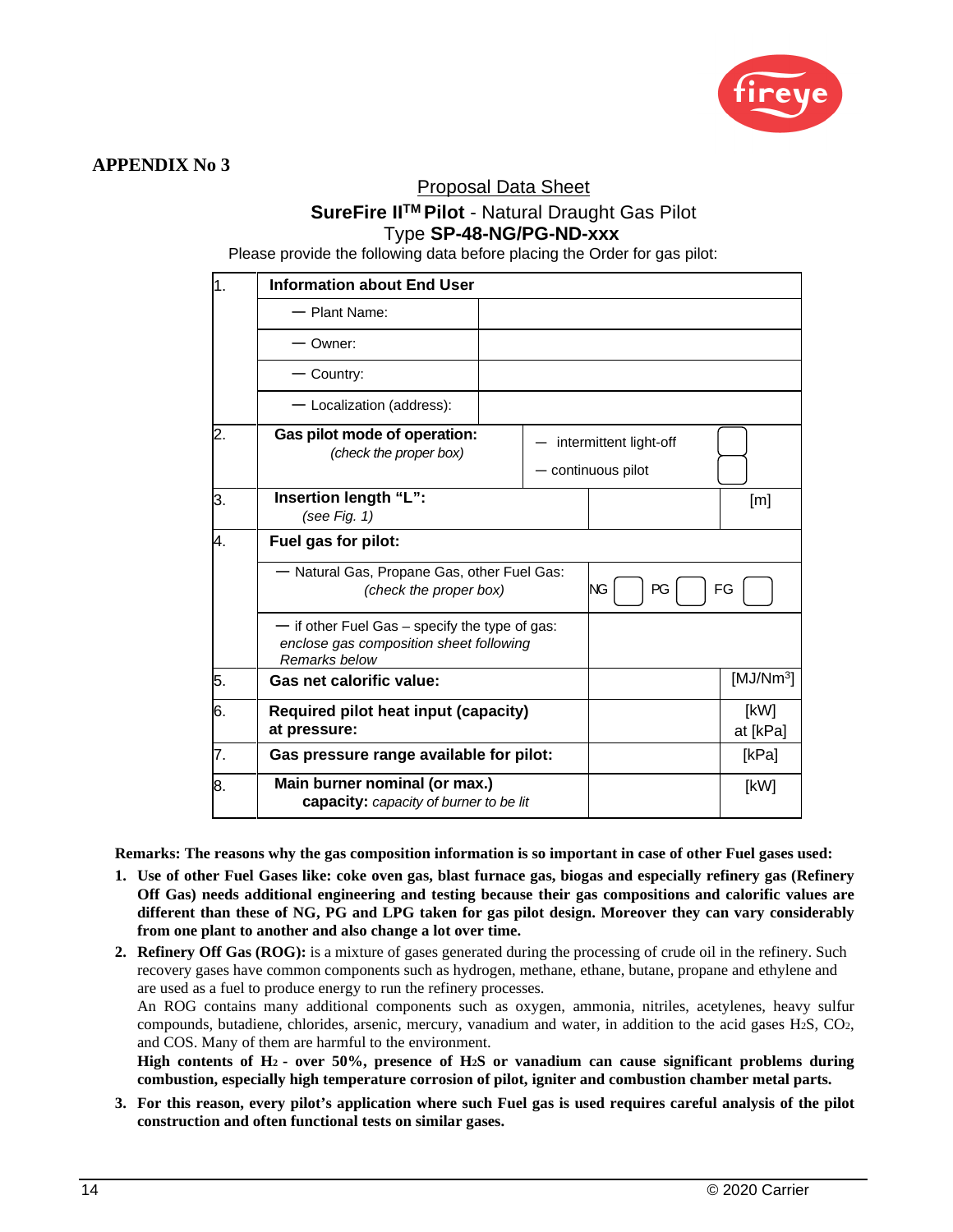**APPENDIX No 3**

<u>Proposal Data Sheet</u>

**SureFire II$^{TM}$ Pilot** - Natural Draught Gas Pilot

Type **SP-48-NG/PG-ND-xxx**

Please provide the following data before placing the Order for gas pilot:

| | | | | |
|---|---|---|---|---|
| 1. | **Information about End User** | | | |
| | — Plant Name: | | | |
| | — Owner: | | | |
| | — Country: | | | |
| | — Localization (address): | | | |
| 2. | **Gas pilot mode of operation:** *(check the proper box)* | — intermittent light-off<br>— continuous pilot | | ☐<br>☐ |
| 3. | **Insertion length "L":** *(see Fig. 1)* | | | [m] |
| 4. | **Fuel gas for pilot:** | | | |
| | — Natural Gas, Propane Gas, other Fuel Gas: *(check the proper box)* | NG ☐ PG ☐ FG ☐ | | |
| | — if other Fuel Gas – specify the type of gas: *enclose gas composition sheet following Remarks below* | | | |
| 5. | **Gas net calorific value:** | | | [MJ/Nm$^3$] |
| 6. | **Required pilot heat input (capacity) at pressure:** | | | [kW] at [kPa] |
| 7. | **Gas pressure range available for pilot:** | | | [kPa] |
| 8. | **Main burner nominal (or max.) capacity:** *capacity of burner to be lit* | | | [kW] |

**Remarks: The reasons why the gas composition information is so important in case of other Fuel gases used:**

1. **Use of other Fuel Gases like: coke oven gas, blast furnace gas, biogas and especially refinery gas (Refinery Off Gas) needs additional engineering and testing because their gas compositions and calorific values are different than these of NG, PG and LPG taken for gas pilot design. Moreover they can vary considerably from one plant to another and also change a lot over time.**
2. **Refinery Off Gas (ROG):** is a mixture of gases generated during the processing of crude oil in the refinery. Such recovery gases have common components such as hydrogen, methane, ethane, butane, propane and ethylene and are used as a fuel to produce energy to run the refinery processes.
   An ROG contains many additional components such as oxygen, ammonia, nitriles, acetylenes, heavy sulfur compounds, butadiene, chlorides, arsenic, mercury, vanadium and water, in addition to the acid gases $H_2S$, $CO_2$, and COS. Many of them are harmful to the environment.
   **High contents of $H_2$ - over 50%, presence of $H_2S$ or vanadium can cause significant problems during combustion, especially high temperature corrosion of pilot, igniter and combustion chamber metal parts.**
3. **For this reason, every pilot's application where such Fuel gas is used requires careful analysis of the pilot construction and often functional tests on similar gases.**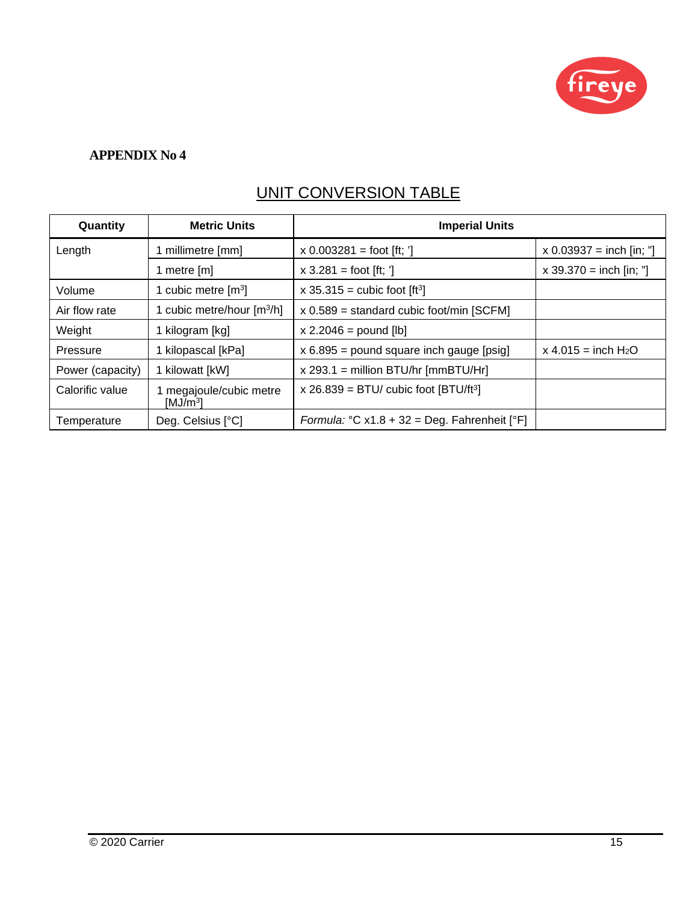**APPENDIX No 4**

## UNIT CONVERSION TABLE

| Quantity | Metric Units | Imperial Units | |
|---|---|---|---|
| Length | 1 millimetre [mm] | x 0.003281 = foot [ft; '] | x 0.03937 = inch [in; "] |
| | 1 metre [m] | x 3.281 = foot [ft; '] | x 39.370 = inch [in; "] |
| Volume | 1 cubic metre [$m^3$] | x 35.315 = cubic foot [$ft^3$] | |
| Air flow rate | 1 cubic metre/hour [$m^3/h$] | x 0.589 = standard cubic foot/min [SCFM] | |
| Weight | 1 kilogram [kg] | x 2.2046 = pound [lb] | |
| Pressure | 1 kilopascal [kPa] | x 6.895 = pound square inch gauge [psig] | x 4.015 = inch $H_2O$ |
| Power (capacity) | 1 kilowatt [kW] | x 293.1 = million BTU/hr [mmBTU/Hr] | |
| Calorific value | 1 megajoule/cubic metre [$MJ/m^3$] | x 26.839 = BTU/ cubic foot [$BTU/ft^3$] | |
| Temperature | Deg. Celsius [°C] | *Formula:* °C x1.8 + 32 = Deg. Fahrenheit [°F] | |

© 2020 Carrier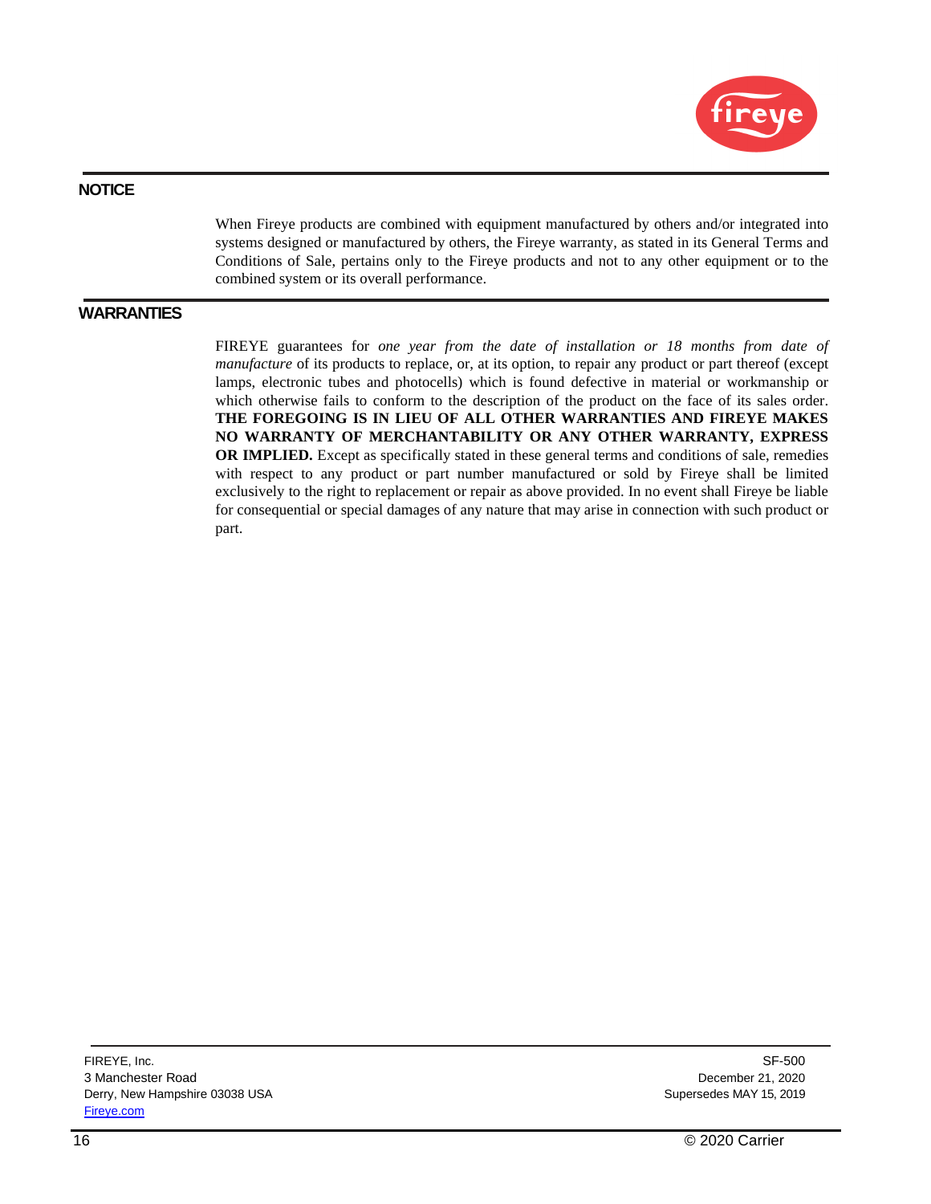## NOTICE

When Fireye products are combined with equipment manufactured by others and/or integrated into systems designed or manufactured by others, the Fireye warranty, as stated in its General Terms and Conditions of Sale, pertains only to the Fireye products and not to any other equipment or to the combined system or its overall performance.

## WARRANTIES

FIREYE guarantees for *one year from the date of installation or 18 months from date of manufacture* of its products to replace, or, at its option, to repair any product or part thereof (except lamps, electronic tubes and photocells) which is found defective in material or workmanship or which otherwise fails to conform to the description of the product on the face of its sales order. **THE FOREGOING IS IN LIEU OF ALL OTHER WARRANTIES AND FIREYE MAKES NO WARRANTY OF MERCHANTABILITY OR ANY OTHER WARRANTY, EXPRESS OR IMPLIED.** Except as specifically stated in these general terms and conditions of sale, remedies with respect to any product or part number manufactured or sold by Fireye shall be limited exclusively to the right to replacement or repair as above provided. In no event shall Fireye be liable for consequential or special damages of any nature that may arise in connection with such product or part.

FIREYE, Inc.
3 Manchester Road
Derry, New Hampshire 03038 USA
[Fireye.com](Fireye.com)

SF-500
December 21, 2020
Supersedes MAY 15, 2019

© 2020 Carrier